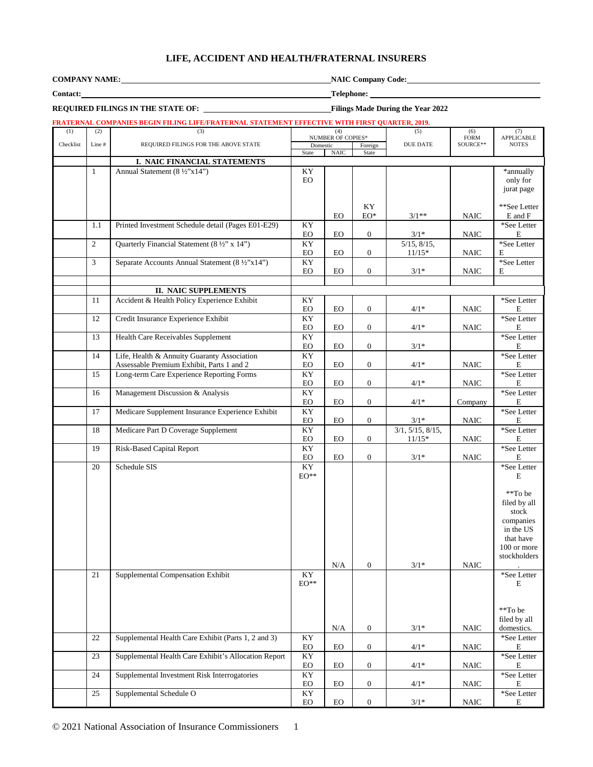# LIFE, ACCIDENT AND HEALTH/FRATERNAL INSURERS

**COMPANY NAME:** ____________________ **NAIC Company Code:** ____________________

**Contact:** ____________________ **Telephone:** ____________________

**REQUIRED FILINGS IN THE STATE OF:** ____________________ **Filings Made During the Year 2022**

**FRATERNAL COMPANIES BEGIN FILING LIFE/FRATERNAL STATEMENT EFFECTIVE WITH FIRST QUARTER, 2019.**

| (1) Checklist | (2) Line # | (3) REQUIRED FILINGS FOR THE ABOVE STATE | (4) NUMBER OF COPIES* Domestic State | Domestic NAIC | Foreign State | (5) DUE DATE | (6) FORM SOURCE** | (7) APPLICABLE NOTES |
|---|---|---|---|---|---|---|---|---|
| | | **I. NAIC FINANCIAL STATEMENTS** | | | | | | |
| | 1 | Annual Statement (8 ½"x14") | KY EO | EO | KY EO* | 3/1** | NAIC | *annually only for jurat page **See Letter E and F |
| | 1.1 | Printed Investment Schedule detail (Pages E01-E29) | KY EO | EO | 0 | 3/1* | NAIC | *See Letter E |
| | 2 | Quarterly Financial Statement (8 ½" x 14") | KY EO | EO | 0 | 5/15, 8/15, 11/15* | NAIC | *See Letter E |
| | 3 | Separate Accounts Annual Statement (8 ½"x14") | KY EO | EO | 0 | 3/1* | NAIC | *See Letter E |
| | | **II. NAIC SUPPLEMENTS** | | | | | | |
| | 11 | Accident & Health Policy Experience Exhibit | KY EO | EO | 0 | 4/1* | NAIC | *See Letter E |
| | 12 | Credit Insurance Experience Exhibit | KY EO | EO | 0 | 4/1* | NAIC | *See Letter E |
| | 13 | Health Care Receivables Supplement | KY EO | EO | 0 | 3/1* | | *See Letter E |
| | 14 | Life, Health & Annuity Guaranty Association Assessable Premium Exhibit, Parts 1 and 2 | KY EO | EO | 0 | 4/1* | NAIC | *See Letter E |
| | 15 | Long-term Care Experience Reporting Forms | KY EO | EO | 0 | 4/1* | NAIC | *See Letter E |
| | 16 | Management Discussion & Analysis | KY EO | EO | 0 | 4/1* | Company | *See Letter E |
| | 17 | Medicare Supplement Insurance Experience Exhibit | KY EO | EO | 0 | 3/1* | NAIC | *See Letter E |
| | 18 | Medicare Part D Coverage Supplement | KY EO | EO | 0 | 3/1, 5/15, 8/15, 11/15* | NAIC | *See Letter E |
| | 19 | Risk-Based Capital Report | KY EO | EO | 0 | 3/1* | NAIC | *See Letter E |
| | 20 | Schedule SIS | KY EO** | N/A | 0 | 3/1* | NAIC | *See Letter E **To be filed by all stock companies in the US that have 100 or more stockholders. |
| | 21 | Supplemental Compensation Exhibit | KY EO** | N/A | 0 | 3/1* | NAIC | *See Letter E **To be filed by all domestics. |
| | 22 | Supplemental Health Care Exhibit (Parts 1, 2 and 3) | KY EO | EO | 0 | 4/1* | NAIC | *See Letter E |
| | 23 | Supplemental Health Care Exhibit's Allocation Report | KY EO | EO | 0 | 4/1* | NAIC | *See Letter E |
| | 24 | Supplemental Investment Risk Interrogatories | KY EO | EO | 0 | 4/1* | NAIC | *See Letter E |
| | 25 | Supplemental Schedule O | KY EO | EO | 0 | 3/1* | NAIC | *See Letter E |

© 2021 National Association of Insurance Commissioners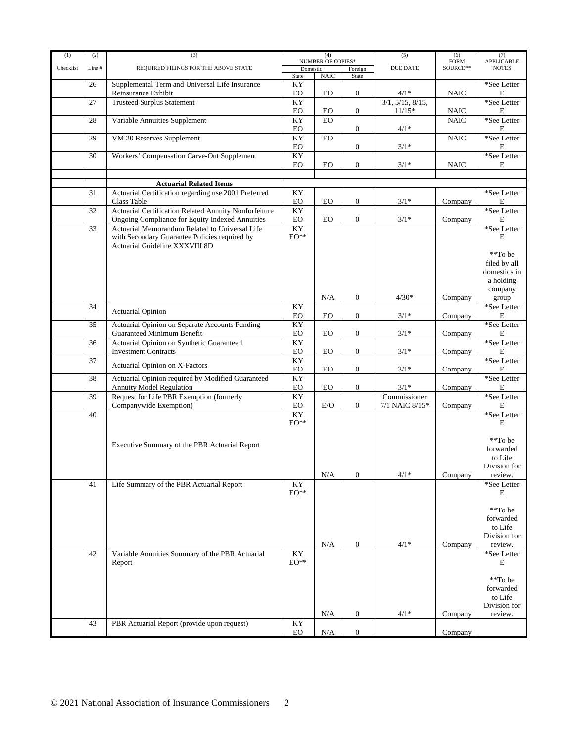| (1) Checklist | (2) Line # | (3) REQUIRED FILINGS FOR THE ABOVE STATE | (4) NUMBER OF COPIES* Domestic State | NAIC | Foreign State | (5) DUE DATE | (6) FORM SOURCE** | (7) APPLICABLE NOTES |
|---|---|---|---|---|---|---|---|---|
| | 26 | Supplemental Term and Universal Life Insurance Reinsurance Exhibit | KY EO | EO | 0 | 4/1* | NAIC | *See Letter E |
| | 27 | Trusteed Surplus Statement | KY EO | EO | 0 | 3/1, 5/15, 8/15, 11/15* | NAIC | *See Letter E |
| | 28 | Variable Annuities Supplement | KY EO | EO | 0 | 4/1* | NAIC | *See Letter E |
| | 29 | VM 20 Reserves Supplement | KY EO | EO | 0 | 3/1* | NAIC | *See Letter E |
| | 30 | Workers' Compensation Carve-Out Supplement | KY EO | EO | 0 | 3/1* | NAIC | *See Letter E |
| | | | | | | | | |
| | | **Actuarial Related Items** | | | | | | |
| | 31 | Actuarial Certification regarding use 2001 Preferred Class Table | KY EO | EO | 0 | 3/1* | Company | *See Letter E |
| | 32 | Actuarial Certification Related Annuity Nonforfeiture Ongoing Compliance for Equity Indexed Annuities | KY EO | EO | 0 | 3/1* | Company | *See Letter E |
| | 33 | Actuarial Memorandum Related to Universal Life with Secondary Guarantee Policies required by Actuarial Guideline XXXVIII 8D | KY EO** | N/A | 0 | 4/30* | Company | *See Letter E<br>**To be filed by all domestics in a holding company group |
| | 34 | Actuarial Opinion | KY EO | EO | 0 | 3/1* | Company | *See Letter E |
| | 35 | Actuarial Opinion on Separate Accounts Funding Guaranteed Minimum Benefit | KY EO | EO | 0 | 3/1* | Company | *See Letter E |
| | 36 | Actuarial Opinion on Synthetic Guaranteed Investment Contracts | KY EO | EO | 0 | 3/1* | Company | *See Letter E |
| | 37 | Actuarial Opinion on X-Factors | KY EO | EO | 0 | 3/1* | Company | *See Letter E |
| | 38 | Actuarial Opinion required by Modified Guaranteed Annuity Model Regulation | KY EO | EO | 0 | 3/1* | Company | *See Letter E |
| | 39 | Request for Life PBR Exemption (formerly Companywide Exemption) | KY EO | E/O | 0 | Commissioner 7/1 NAIC 8/15* | Company | *See Letter E |
| | 40 | Executive Summary of the PBR Actuarial Report | KY EO** | N/A | 0 | 4/1* | Company | *See Letter E<br>**To be forwarded to Life Division for review. |
| | 41 | Life Summary of the PBR Actuarial Report | KY EO** | N/A | 0 | 4/1* | Company | *See Letter E<br>**To be forwarded to Life Division for review. |
| | 42 | Variable Annuities Summary of the PBR Actuarial Report | KY EO** | N/A | 0 | 4/1* | Company | *See Letter E<br>**To be forwarded to Life Division for review. |
| | 43 | PBR Actuarial Report (provide upon request) | KY EO | N/A | 0 | | Company | |

© 2021 National Association of Insurance Commissioners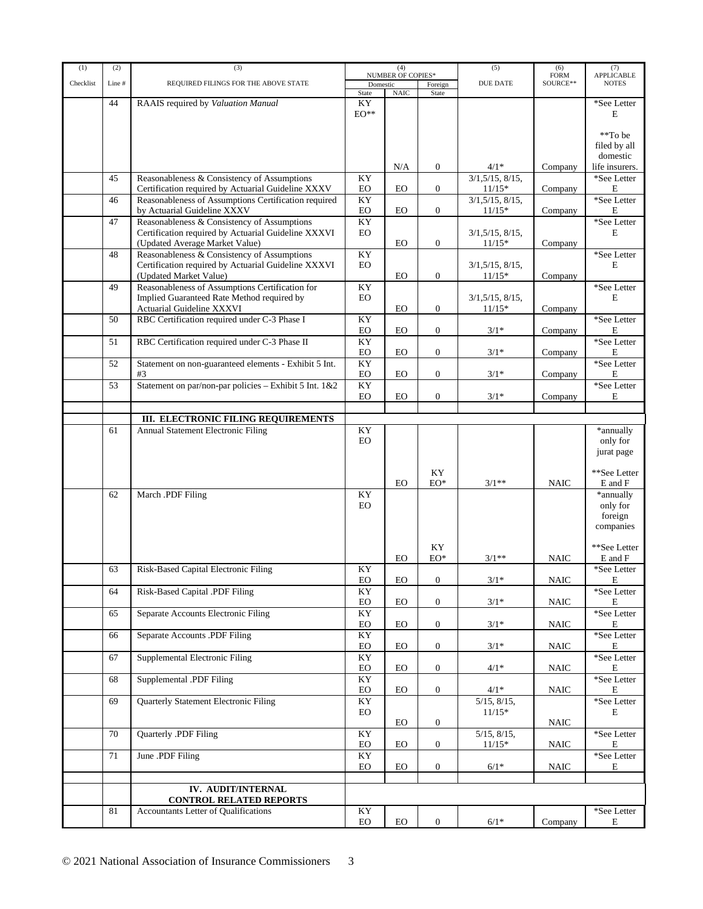| (1) Checklist | (2) Line # | (3) REQUIRED FILINGS FOR THE ABOVE STATE | (4) NUMBER OF COPIES* Domestic State | NAIC | Foreign State | (5) DUE DATE | (6) FORM SOURCE** | (7) APPLICABLE NOTES |
|---|---|---|---|---|---|---|---|---|
| | 44 | RAAIS required by *Valuation Manual* | KY EO** | N/A | 0 | 4/1* | Company | *See Letter E **To be filed by all domestic life insurers. |
| | 45 | Reasonableness & Consistency of Assumptions Certification required by Actuarial Guideline XXXV | KY EO | EO | 0 | 3/1,5/15, 8/15, 11/15* | Company | *See Letter E |
| | 46 | Reasonableness of Assumptions Certification required by Actuarial Guideline XXXV | KY EO | EO | 0 | 3/1,5/15, 8/15, 11/15* | Company | *See Letter E |
| | 47 | Reasonableness & Consistency of Assumptions Certification required by Actuarial Guideline XXXVI (Updated Average Market Value) | KY EO | EO | 0 | 3/1,5/15, 8/15, 11/15* | Company | *See Letter E |
| | 48 | Reasonableness & Consistency of Assumptions Certification required by Actuarial Guideline XXXVI (Updated Market Value) | KY EO | EO | 0 | 3/1,5/15, 8/15, 11/15* | Company | *See Letter E |
| | 49 | Reasonableness of Assumptions Certification for Implied Guaranteed Rate Method required by Actuarial Guideline XXXVI | KY EO | EO | 0 | 3/1,5/15, 8/15, 11/15* | Company | *See Letter E |
| | 50 | RBC Certification required under C-3 Phase I | KY EO | EO | 0 | 3/1* | Company | *See Letter E |
| | 51 | RBC Certification required under C-3 Phase II | KY EO | EO | 0 | 3/1* | Company | *See Letter E |
| | 52 | Statement on non-guaranteed elements - Exhibit 5 Int. #3 | KY EO | EO | 0 | 3/1* | Company | *See Letter E |
| | 53 | Statement on par/non-par policies – Exhibit 5 Int. 1&2 | KY EO | EO | 0 | 3/1* | Company | *See Letter E |
| | | | | | | | | |
| | | **III. ELECTRONIC FILING REQUIREMENTS** | | | | | | |
| | 61 | Annual Statement Electronic Filing | KY EO | EO | KY EO* | 3/1** | NAIC | *annually only for jurat page **See Letter E and F |
| | 62 | March .PDF Filing | KY EO | EO | KY EO* | 3/1** | NAIC | *annually only for foreign companies **See Letter E and F |
| | 63 | Risk-Based Capital Electronic Filing | KY EO | EO | 0 | 3/1* | NAIC | *See Letter E |
| | 64 | Risk-Based Capital .PDF Filing | KY EO | EO | 0 | 3/1* | NAIC | *See Letter E |
| | 65 | Separate Accounts Electronic Filing | KY EO | EO | 0 | 3/1* | NAIC | *See Letter E |
| | 66 | Separate Accounts .PDF Filing | KY EO | EO | 0 | 3/1* | NAIC | *See Letter E |
| | 67 | Supplemental Electronic Filing | KY EO | EO | 0 | 4/1* | NAIC | *See Letter E |
| | 68 | Supplemental .PDF Filing | KY EO | EO | 0 | 4/1* | NAIC | *See Letter E |
| | 69 | Quarterly Statement Electronic Filing | KY EO | EO | 0 | 5/15, 8/15, 11/15* | NAIC | *See Letter E |
| | 70 | Quarterly .PDF Filing | KY EO | EO | 0 | 5/15, 8/15, 11/15* | NAIC | *See Letter E |
| | 71 | June .PDF Filing | KY EO | EO | 0 | 6/1* | NAIC | *See Letter E |
| | | | | | | | | |
| | | **IV. AUDIT/INTERNAL CONTROL RELATED REPORTS** | | | | | | |
| | 81 | Accountants Letter of Qualifications | KY EO | EO | 0 | 6/1* | Company | *See Letter E |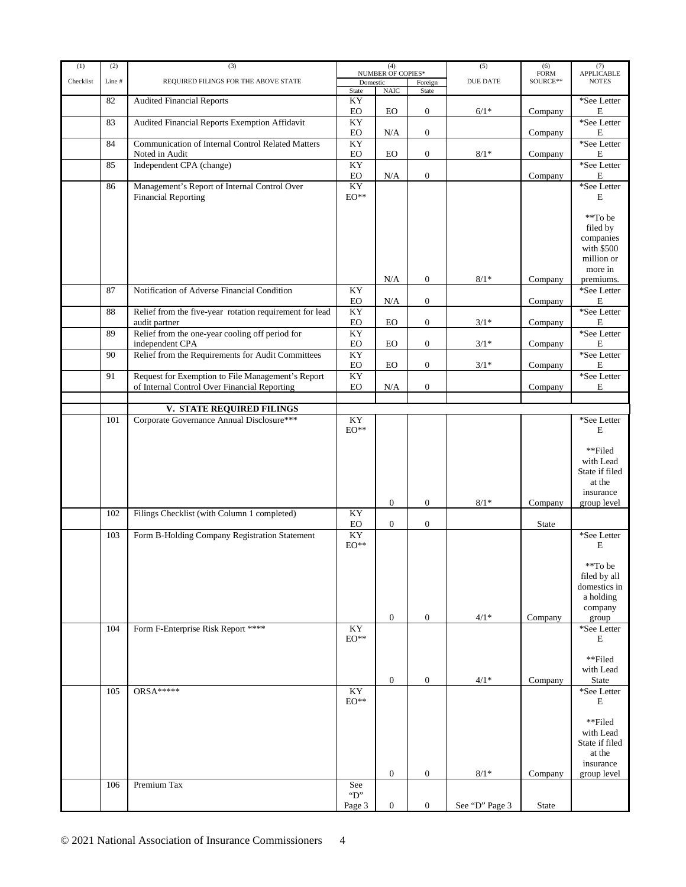| (1) Checklist | (2) Line # | (3) REQUIRED FILINGS FOR THE ABOVE STATE | (4) NUMBER OF COPIES* Domestic State | NAIC | Foreign State | (5) DUE DATE | (6) FORM SOURCE** | (7) APPLICABLE NOTES |
|---|---|---|---|---|---|---|---|---|
| | 82 | Audited Financial Reports | KY EO | EO | 0 | 6/1* | Company | *See Letter E |
| | 83 | Audited Financial Reports Exemption Affidavit | KY EO | N/A | 0 | | Company | *See Letter E |
| | 84 | Communication of Internal Control Related Matters Noted in Audit | KY EO | EO | 0 | 8/1* | Company | *See Letter E |
| | 85 | Independent CPA (change) | KY EO | N/A | 0 | | Company | *See Letter E |
| | 86 | Management's Report of Internal Control Over Financial Reporting | KY EO** | N/A | 0 | 8/1* | Company | *See Letter E<br><br>**To be filed by companies with $500 million or more in premiums. |
| | 87 | Notification of Adverse Financial Condition | KY EO | N/A | 0 | | Company | *See Letter E |
| | 88 | Relief from the five-year rotation requirement for lead audit partner | KY EO | EO | 0 | 3/1* | Company | *See Letter E |
| | 89 | Relief from the one-year cooling off period for independent CPA | KY EO | EO | 0 | 3/1* | Company | *See Letter E |
| | 90 | Relief from the Requirements for Audit Committees | KY EO | EO | 0 | 3/1* | Company | *See Letter E |
| | 91 | Request for Exemption to File Management's Report of Internal Control Over Financial Reporting | KY EO | N/A | 0 | | Company | *See Letter E |
| | | | | | | | | |
| | | **V. STATE REQUIRED FILINGS** | | | | | | |
| | 101 | Corporate Governance Annual Disclosure*** | KY EO** | 0 | 0 | 8/1* | Company | *See Letter E<br><br>**Filed with Lead State if filed at the insurance group level |
| | 102 | Filings Checklist (with Column 1 completed) | KY EO | 0 | 0 | | State | |
| | 103 | Form B-Holding Company Registration Statement | KY EO** | 0 | 0 | 4/1* | Company | *See Letter E<br><br>**To be filed by all domestics in a holding company group |
| | 104 | Form F-Enterprise Risk Report **** | KY EO** | 0 | 0 | 4/1* | Company | *See Letter E<br><br>**Filed with Lead State |
| | 105 | ORSA***** | KY EO** | 0 | 0 | 8/1* | Company | *See Letter E<br><br>**Filed with Lead State if filed at the insurance group level |
| | 106 | Premium Tax | See "D" Page 3 | 0 | 0 | See "D" Page 3 | State | |

© 2021 National Association of Insurance Commissioners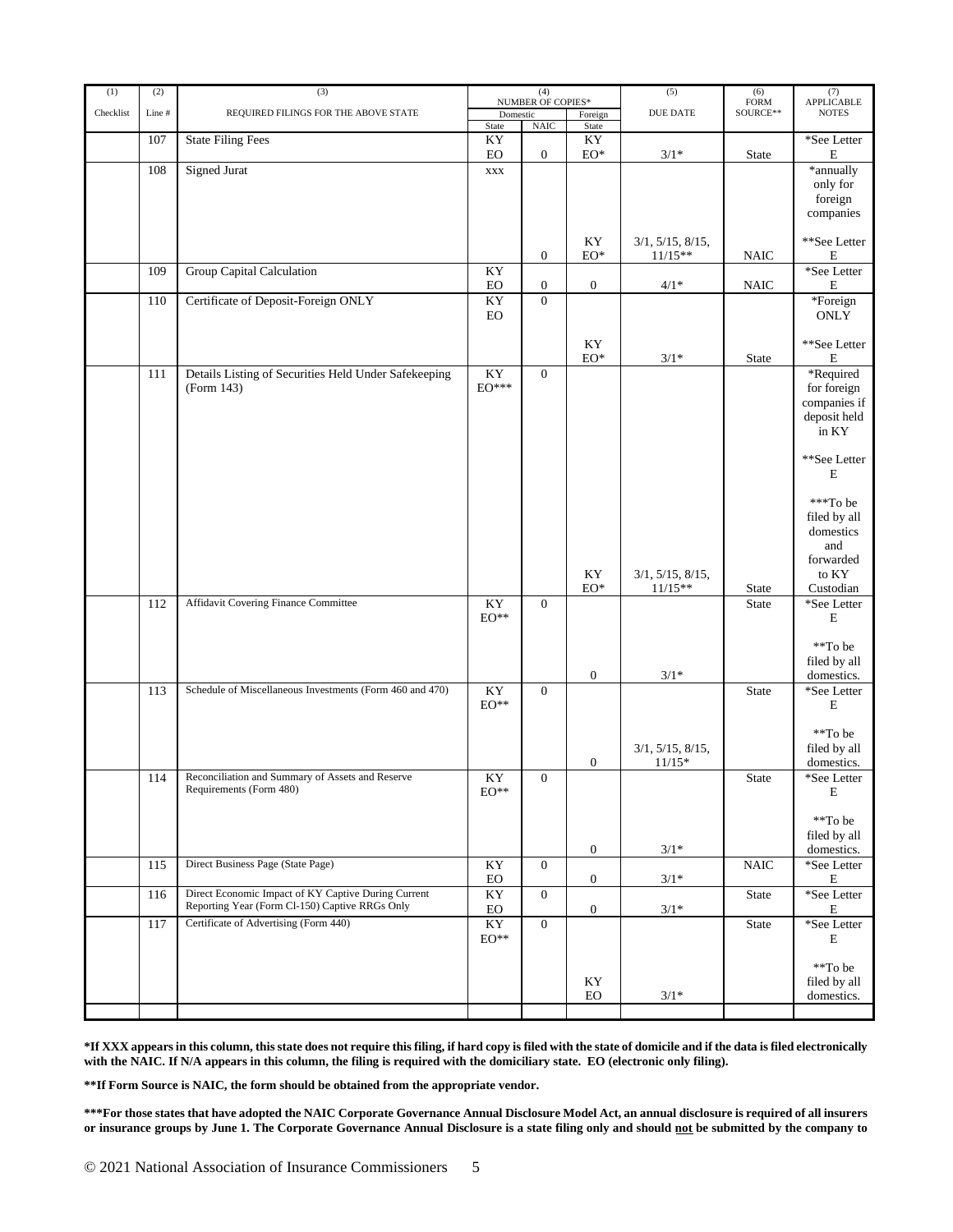| (1) Checklist | (2) Line # | (3) REQUIRED FILINGS FOR THE ABOVE STATE | (4) NUMBER OF COPIES* Domestic State | NAIC | Foreign State | (5) DUE DATE | (6) FORM SOURCE** | (7) APPLICABLE NOTES |
|---|---|---|---|---|---|---|---|---|
| | 107 | State Filing Fees | KY EO | 0 | KY EO* | 3/1* | State | *See Letter E |
| | 108 | Signed Jurat | XXX | 0 | KY EO* | 3/1, 5/15, 8/15, 11/15** | NAIC | *annually only for foreign companies **See Letter E |
| | 109 | Group Capital Calculation | KY EO | 0 | 0 | 4/1* | NAIC | *See Letter E |
| | 110 | Certificate of Deposit-Foreign ONLY | KY EO | 0 | KY EO* | 3/1* | State | *Foreign ONLY **See Letter E |
| | 111 | Details Listing of Securities Held Under Safekeeping (Form 143) | KY EO*** | 0 | KY EO* | 3/1, 5/15, 8/15, 11/15** | State | *Required for foreign companies if deposit held in KY **See Letter E ***To be filed by all domestics and forwarded to KY Custodian |
| | 112 | Affidavit Covering Finance Committee | KY EO** | 0 | 0 | 3/1* | State | *See Letter E **To be filed by all domestics. |
| | 113 | Schedule of Miscellaneous Investments (Form 460 and 470) | KY EO** | 0 | 0 | 3/1, 5/15, 8/15, 11/15* | State | *See Letter E **To be filed by all domestics. |
| | 114 | Reconciliation and Summary of Assets and Reserve Requirements (Form 480) | KY EO** | 0 | 0 | 3/1* | State | *See Letter E **To be filed by all domestics. |
| | 115 | Direct Business Page (State Page) | KY EO | 0 | 0 | 3/1* | NAIC | *See Letter E |
| | 116 | Direct Economic Impact of KY Captive During Current Reporting Year (Form Cl-150) Captive RRGs Only | KY EO | 0 | 0 | 3/1* | State | *See Letter E |
| | 117 | Certificate of Advertising (Form 440) | KY EO** | 0 | KY EO | 3/1* | State | *See Letter E **To be filed by all domestics. |

**\*If XXX appears in this column, this state does not require this filing, if hard copy is filed with the state of domicile and if the data is filed electronically with the NAIC. If N/A appears in this column, the filing is required with the domiciliary state. EO (electronic only filing).**

**\*\*If Form Source is NAIC, the form should be obtained from the appropriate vendor.**

**\*\*\*For those states that have adopted the NAIC Corporate Governance Annual Disclosure Model Act, an annual disclosure is required of all insurers or insurance groups by June 1. The Corporate Governance Annual Disclosure is a state filing only and should not be submitted by the company to**

© 2021 National Association of Insurance Commissioners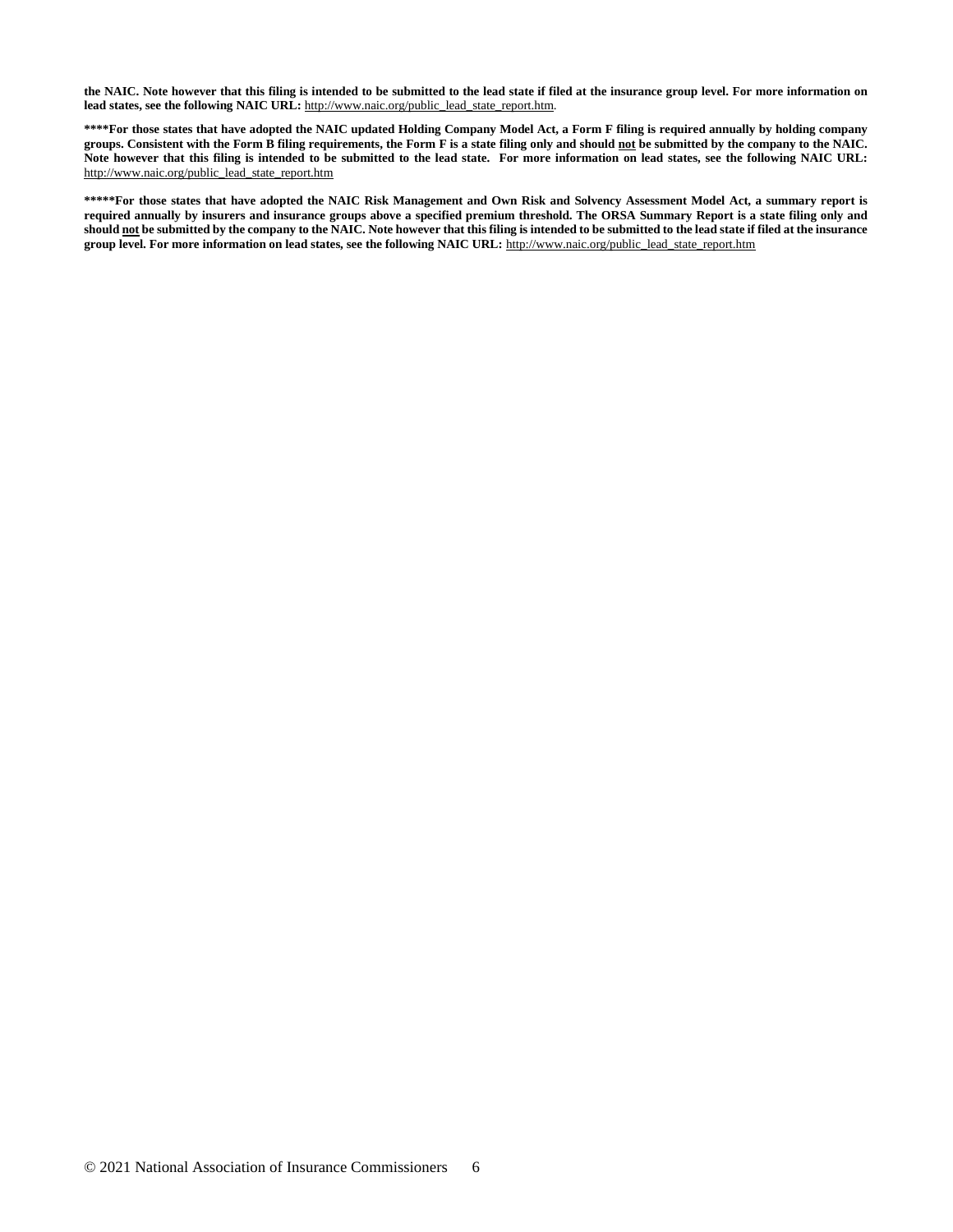**the NAIC. Note however that this filing is intended to be submitted to the lead state if filed at the insurance group level. For more information on lead states, see the following NAIC URL:** http://www.naic.org/public_lead_state_report.htm.

**\*\*\*\*For those states that have adopted the NAIC updated Holding Company Model Act, a Form F filing is required annually by holding company groups. Consistent with the Form B filing requirements, the Form F is a state filing only and should not be submitted by the company to the NAIC. Note however that this filing is intended to be submitted to the lead state. For more information on lead states, see the following NAIC URL:** http://www.naic.org/public_lead_state_report.htm

**\*\*\*\*\*For those states that have adopted the NAIC Risk Management and Own Risk and Solvency Assessment Model Act, a summary report is required annually by insurers and insurance groups above a specified premium threshold. The ORSA Summary Report is a state filing only and should not be submitted by the company to the NAIC. Note however that this filing is intended to be submitted to the lead state if filed at the insurance group level. For more information on lead states, see the following NAIC URL:** http://www.naic.org/public_lead_state_report.htm

© 2021 National Association of Insurance Commissioners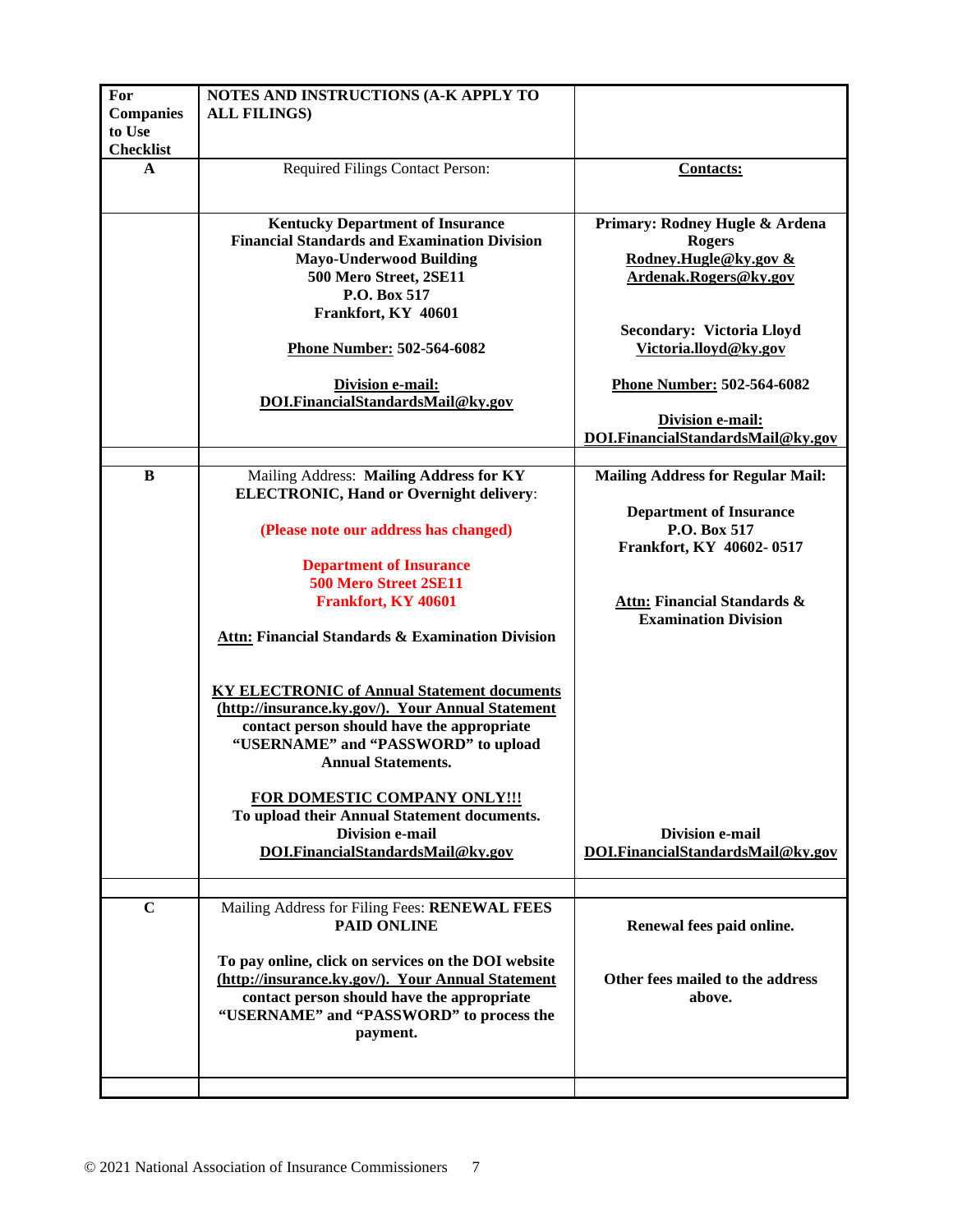| For Companies to Use Checklist | NOTES AND INSTRUCTIONS (A-K APPLY TO ALL FILINGS) | |
|---|---|---|
| **A** | Required Filings Contact Person: | **Contacts:** |
| | **Kentucky Department of Insurance**<br>**Financial Standards and Examination Division**<br>**Mayo-Underwood Building**<br>**500 Mero Street, 2SE11**<br>**P.O. Box 517**<br>**Frankfort, KY 40601**<br><br>**Phone Number: 502-564-6082**<br><br>**Division e-mail:**<br>**DOI.FinancialStandardsMail@ky.gov** | **Primary: Rodney Hugle & Ardena Rogers**<br>**Rodney.Hugle@ky.gov &**<br>**Ardenak.Rogers@ky.gov**<br><br>**Secondary: Victoria Lloyd**<br>**Victoria.lloyd@ky.gov**<br><br>**Phone Number: 502-564-6082**<br><br>**Division e-mail:**<br>**DOI.FinancialStandardsMail@ky.gov** |
| | | |
| **B** | Mailing Address: **Mailing Address for KY ELECTRONIC, Hand or Overnight delivery**:<br><br>**(Please note our address has changed)**<br><br>**Department of Insurance**<br>**500 Mero Street 2SE11**<br>**Frankfort, KY 40601**<br><br>**Attn: Financial Standards & Examination Division**<br><br>**KY ELECTRONIC of Annual Statement documents (http://insurance.ky.gov/). Your Annual Statement contact person should have the appropriate "USERNAME" and "PASSWORD" to upload Annual Statements.**<br><br>**FOR DOMESTIC COMPANY ONLY!!!**<br>**To upload their Annual Statement documents.**<br>**Division e-mail**<br>**DOI.FinancialStandardsMail@ky.gov** | **Mailing Address for Regular Mail:**<br><br>**Department of Insurance**<br>**P.O. Box 517**<br>**Frankfort, KY 40602- 0517**<br><br>**Attn: Financial Standards & Examination Division**<br><br>**Division e-mail**<br>**DOI.FinancialStandardsMail@ky.gov** |
| | | |
| **C** | Mailing Address for Filing Fees: **RENEWAL FEES PAID ONLINE**<br><br>**To pay online, click on services on the DOI website (http://insurance.ky.gov/). Your Annual Statement contact person should have the appropriate "USERNAME" and "PASSWORD" to process the payment.** | **Renewal fees paid online.**<br><br>**Other fees mailed to the address above.** |
| | | |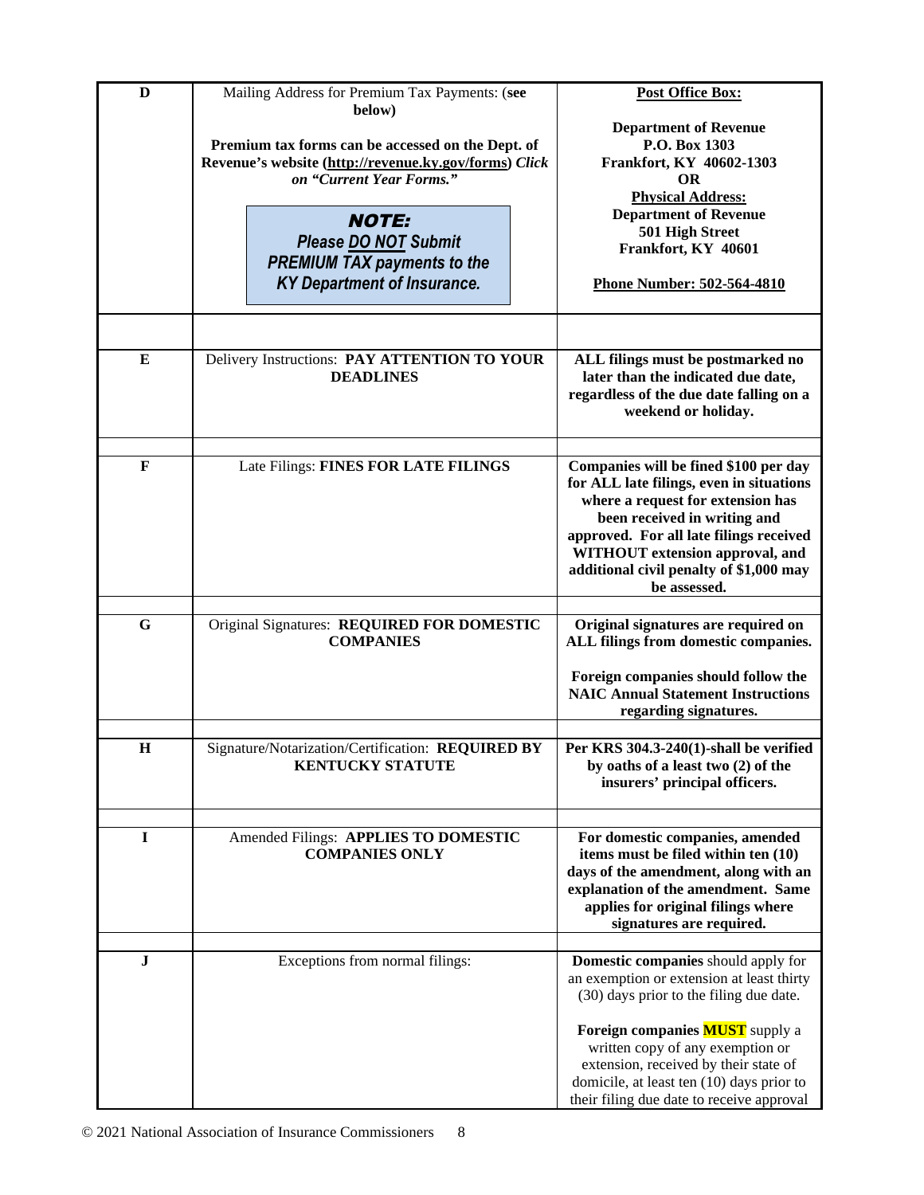| | | |
|---|---|---|
| **D** | Mailing Address for Premium Tax Payments: (**see below**)<br><br>**Premium tax forms can be accessed on the Dept. of Revenue's website (http://revenue.ky.gov/forms)** ***Click on "Current Year Forms."***<br><br>***NOTE: Please DO NOT Submit PREMIUM TAX payments to the KY Department of Insurance.*** | **Post Office Box:**<br><br>**Department of Revenue**<br>**P.O. Box 1303**<br>**Frankfort, KY 40602-1303**<br>**OR**<br>**Physical Address:**<br>**Department of Revenue**<br>**501 High Street**<br>**Frankfort, KY 40601**<br><br>**Phone Number: 502-564-4810** |
| | | |
| **E** | Delivery Instructions: **PAY ATTENTION TO YOUR DEADLINES** | **ALL filings must be postmarked no later than the indicated due date, regardless of the due date falling on a weekend or holiday.** |
| | | |
| **F** | Late Filings: **FINES FOR LATE FILINGS** | **Companies will be fined $100 per day for ALL late filings, even in situations where a request for extension has been received in writing and approved. For all late filings received WITHOUT extension approval, and additional civil penalty of $1,000 may be assessed.** |
| | | |
| **G** | Original Signatures: **REQUIRED FOR DOMESTIC COMPANIES** | **Original signatures are required on ALL filings from domestic companies.**<br><br>**Foreign companies should follow the NAIC Annual Statement Instructions regarding signatures.** |
| | | |
| **H** | Signature/Notarization/Certification: **REQUIRED BY KENTUCKY STATUTE** | **Per KRS 304.3-240(1)-shall be verified by oaths of a least two (2) of the insurers' principal officers.** |
| | | |
| **I** | Amended Filings: **APPLIES TO DOMESTIC COMPANIES ONLY** | **For domestic companies, amended items must be filed within ten (10) days of the amendment, along with an explanation of the amendment. Same applies for original filings where signatures are required.** |
| | | |
| **J** | Exceptions from normal filings: | **Domestic companies** should apply for an exemption or extension at least thirty (30) days prior to the filing due date.<br><br>**Foreign companies MUST** supply a written copy of any exemption or extension, received by their state of domicile, at least ten (10) days prior to their filing due date to receive approval |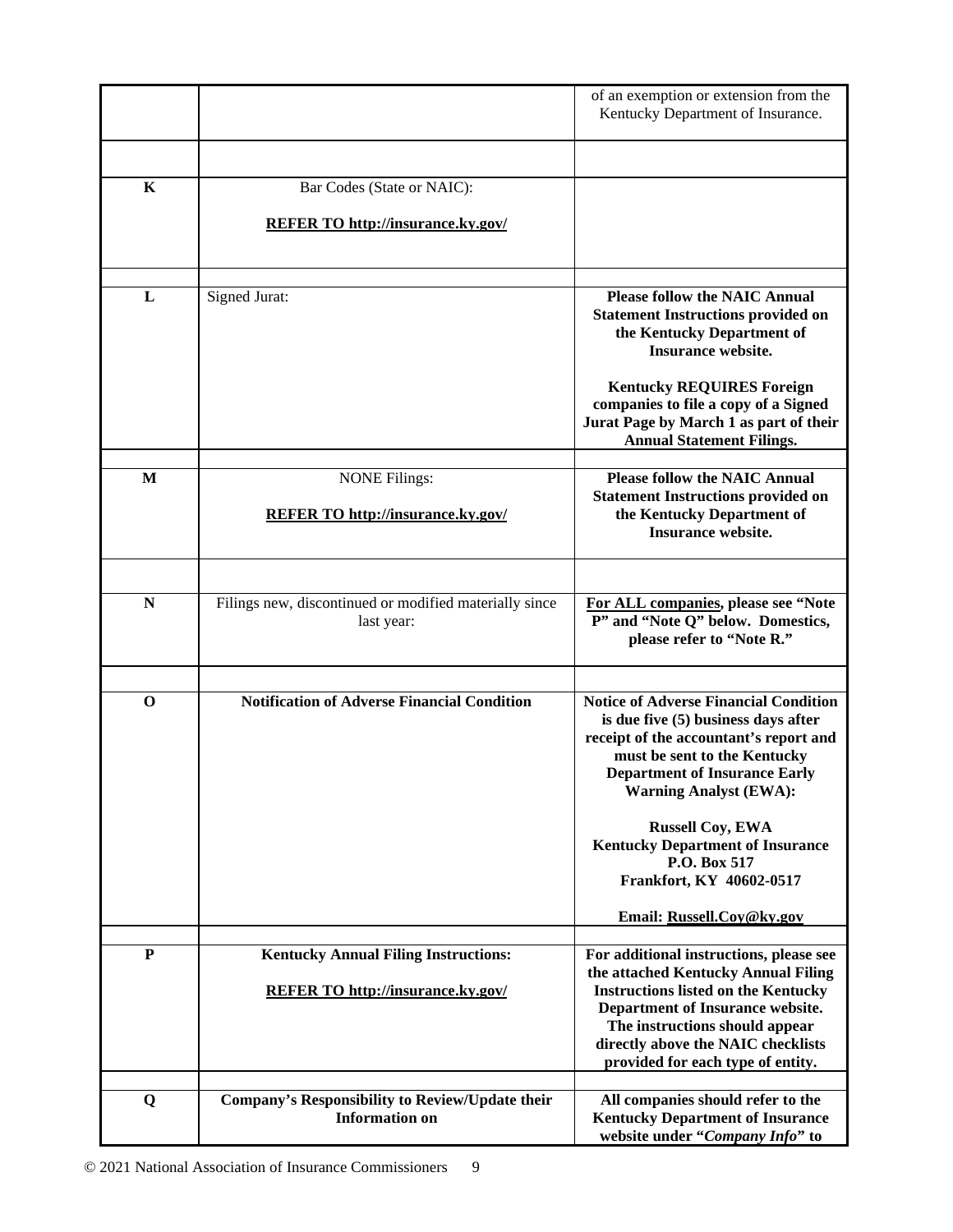| | | |
|---|---|---|
| | | of an exemption or extension from the Kentucky Department of Insurance. |
| | | |
| **K** | Bar Codes (State or NAIC):<br><br>**REFER TO http://insurance.ky.gov/** | |
| | | |
| **L** | Signed Jurat: | **Please follow the NAIC Annual Statement Instructions provided on the Kentucky Department of Insurance website.**<br><br>**Kentucky REQUIRES Foreign companies to file a copy of a Signed Jurat Page by March 1 as part of their Annual Statement Filings.** |
| | | |
| **M** | NONE Filings:<br><br>**REFER TO http://insurance.ky.gov/** | **Please follow the NAIC Annual Statement Instructions provided on the Kentucky Department of Insurance website.** |
| | | |
| **N** | Filings new, discontinued or modified materially since last year: | **For ALL companies, please see "Note P" and "Note Q" below. Domestics, please refer to "Note R."** |
| | | |
| **O** | **Notification of Adverse Financial Condition** | **Notice of Adverse Financial Condition is due five (5) business days after receipt of the accountant's report and must be sent to the Kentucky Department of Insurance Early Warning Analyst (EWA):**<br><br>**Russell Coy, EWA**<br>**Kentucky Department of Insurance**<br>**P.O. Box 517**<br>**Frankfort, KY 40602-0517**<br><br>**Email: Russell.Coy@ky.gov** |
| | | |
| **P** | **Kentucky Annual Filing Instructions:**<br><br>**REFER TO http://insurance.ky.gov/** | **For additional instructions, please see the attached Kentucky Annual Filing Instructions listed on the Kentucky Department of Insurance website. The instructions should appear directly above the NAIC checklists provided for each type of entity.** |
| | | |
| **Q** | **Company's Responsibility to Review/Update their Information on** | **All companies should refer to the Kentucky Department of Insurance website under "*Company Info*" to** |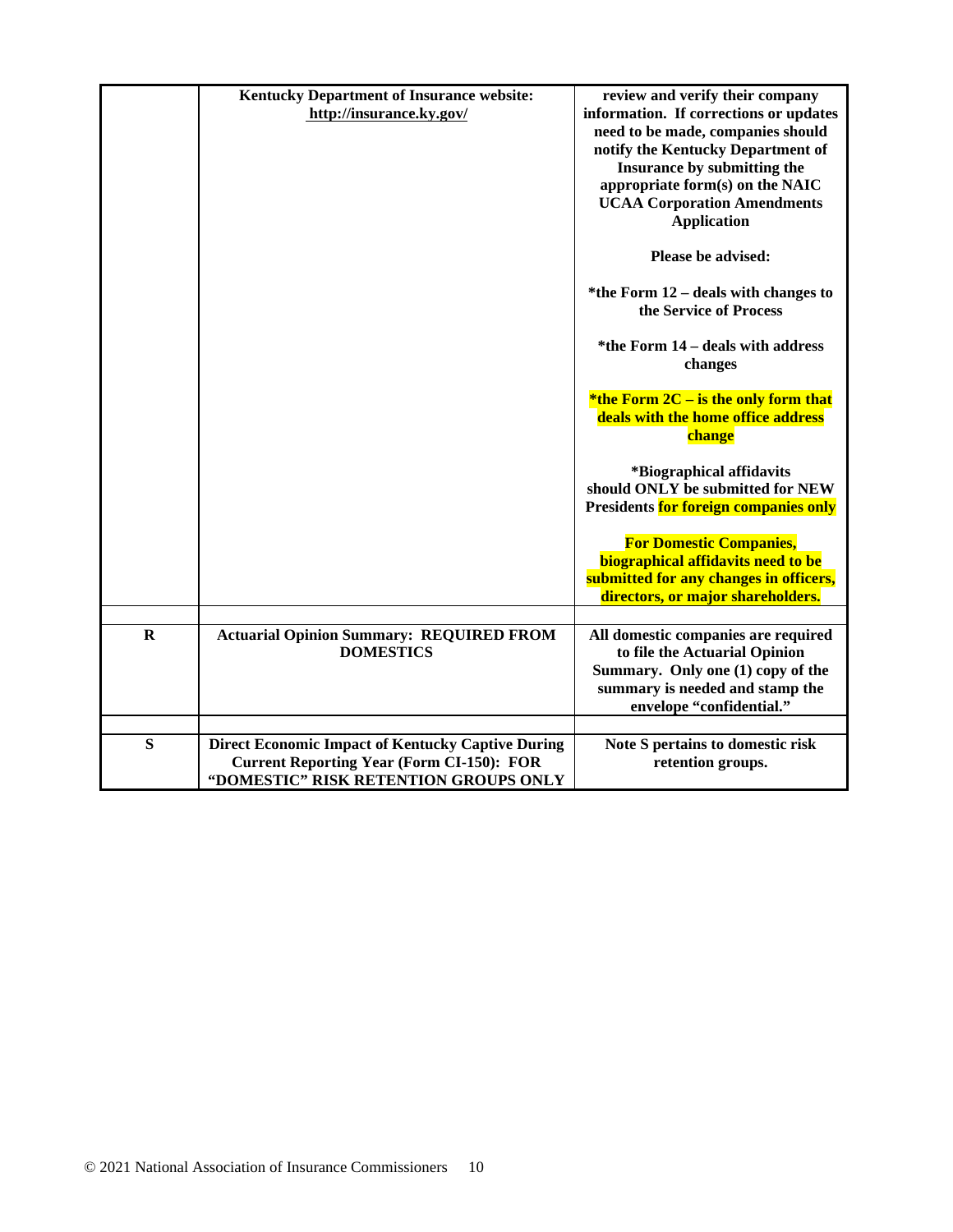|  |  |  |
|---|---|---|
|  | **Kentucky Department of Insurance website: http://insurance.ky.gov/** | **review and verify their company information. If corrections or updates need to be made, companies should notify the Kentucky Department of Insurance by submitting the appropriate form(s) on the NAIC UCAA Corporation Amendments Application**<br><br>**Please be advised:**<br><br>**\*the Form 12 – deals with changes to the Service of Process**<br><br>**\*the Form 14 – deals with address changes**<br><br>**\*the Form 2C – is the only form that deals with the home office address change**<br><br>**\*Biographical affidavits should ONLY be submitted for NEW Presidents for foreign companies only**<br><br>**For Domestic Companies, biographical affidavits need to be submitted for any changes in officers, directors, or major shareholders.** |
|  |  |  |
| **R** | **Actuarial Opinion Summary: REQUIRED FROM DOMESTICS** | **All domestic companies are required to file the Actuarial Opinion Summary. Only one (1) copy of the summary is needed and stamp the envelope "confidential."** |
|  |  |  |
| **S** | **Direct Economic Impact of Kentucky Captive During Current Reporting Year (Form CI-150): FOR "DOMESTIC" RISK RETENTION GROUPS ONLY** | **Note S pertains to domestic risk retention groups.** |

© 2021 National Association of Insurance Commissioners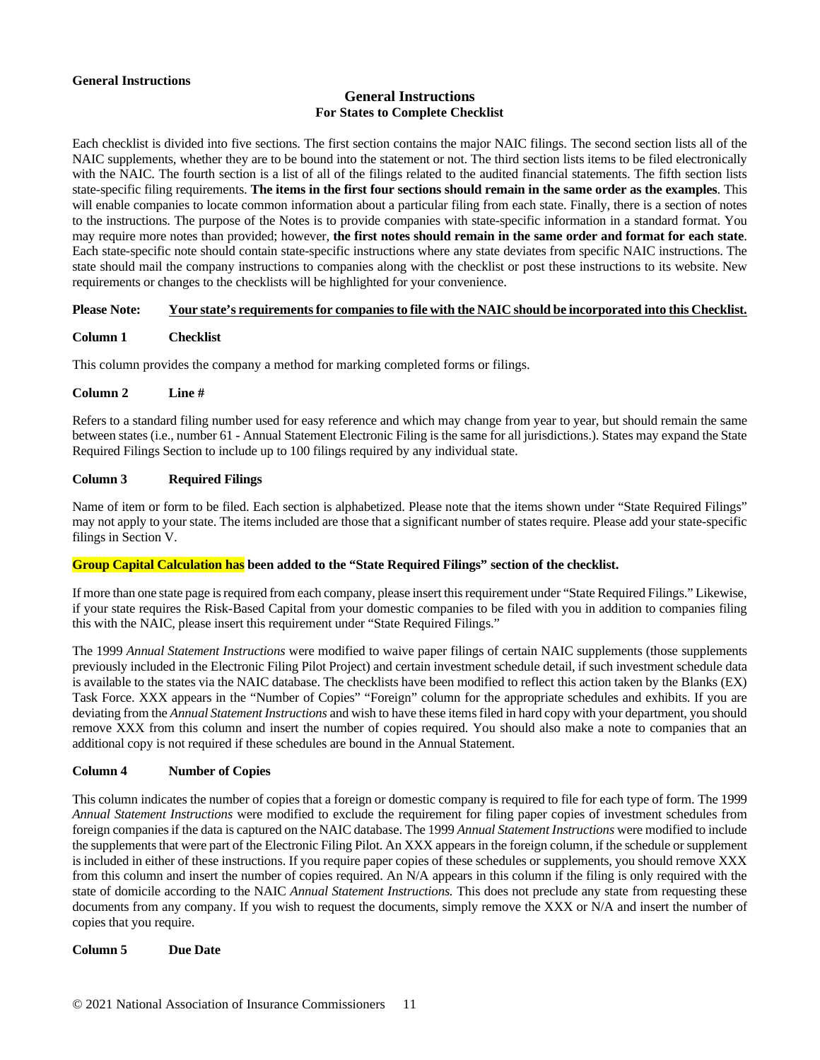**General Instructions**

## General Instructions
### For States to Complete Checklist

Each checklist is divided into five sections. The first section contains the major NAIC filings. The second section lists all of the NAIC supplements, whether they are to be bound into the statement or not. The third section lists items to be filed electronically with the NAIC. The fourth section is a list of all of the filings related to the audited financial statements. The fifth section lists state-specific filing requirements. **The items in the first four sections should remain in the same order as the examples**. This will enable companies to locate common information about a particular filing from each state. Finally, there is a section of notes to the instructions. The purpose of the Notes is to provide companies with state-specific information in a standard format. You may require more notes than provided; however, **the first notes should remain in the same order and format for each state**. Each state-specific note should contain state-specific instructions where any state deviates from specific NAIC instructions. The state should mail the company instructions to companies along with the checklist or post these instructions to its website. New requirements or changes to the checklists will be highlighted for your convenience.

**Please Note:** **Your state's requirements for companies to file with the NAIC should be incorporated into this Checklist.**

**Column 1 Checklist**

This column provides the company a method for marking completed forms or filings.

**Column 2 Line #**

Refers to a standard filing number used for easy reference and which may change from year to year, but should remain the same between states (i.e., number 61 - Annual Statement Electronic Filing is the same for all jurisdictions.). States may expand the State Required Filings Section to include up to 100 filings required by any individual state.

**Column 3 Required Filings**

Name of item or form to be filed. Each section is alphabetized. Please note that the items shown under "State Required Filings" may not apply to your state. The items included are those that a significant number of states require. Please add your state-specific filings in Section V.

**Group Capital Calculation has been added to the "State Required Filings" section of the checklist.**

If more than one state page is required from each company, please insert this requirement under "State Required Filings." Likewise, if your state requires the Risk-Based Capital from your domestic companies to be filed with you in addition to companies filing this with the NAIC, please insert this requirement under "State Required Filings."

The 1999 *Annual Statement Instructions* were modified to waive paper filings of certain NAIC supplements (those supplements previously included in the Electronic Filing Pilot Project) and certain investment schedule detail, if such investment schedule data is available to the states via the NAIC database. The checklists have been modified to reflect this action taken by the Blanks (EX) Task Force. XXX appears in the "Number of Copies" "Foreign" column for the appropriate schedules and exhibits. If you are deviating from the *Annual Statement Instructions* and wish to have these items filed in hard copy with your department, you should remove XXX from this column and insert the number of copies required. You should also make a note to companies that an additional copy is not required if these schedules are bound in the Annual Statement.

**Column 4 Number of Copies**

This column indicates the number of copies that a foreign or domestic company is required to file for each type of form. The 1999 *Annual Statement Instructions* were modified to exclude the requirement for filing paper copies of investment schedules from foreign companies if the data is captured on the NAIC database. The 1999 *Annual Statement Instructions* were modified to include the supplements that were part of the Electronic Filing Pilot. An XXX appears in the foreign column, if the schedule or supplement is included in either of these instructions. If you require paper copies of these schedules or supplements, you should remove XXX from this column and insert the number of copies required. An N/A appears in this column if the filing is only required with the state of domicile according to the NAIC *Annual Statement Instructions.* This does not preclude any state from requesting these documents from any company. If you wish to request the documents, simply remove the XXX or N/A and insert the number of copies that you require.

**Column 5 Due Date**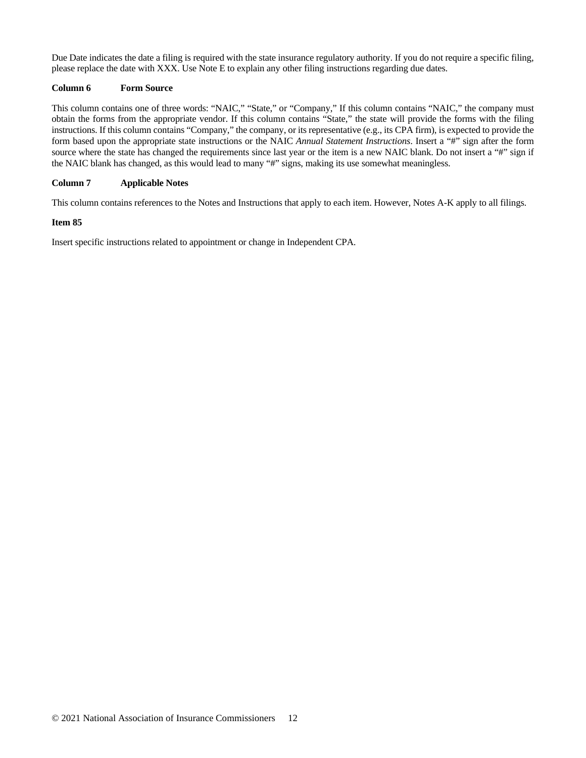Due Date indicates the date a filing is required with the state insurance regulatory authority. If you do not require a specific filing, please replace the date with XXX. Use Note E to explain any other filing instructions regarding due dates.

**Column 6 Form Source**

This column contains one of three words: "NAIC," "State," or "Company," If this column contains "NAIC," the company must obtain the forms from the appropriate vendor. If this column contains "State," the state will provide the forms with the filing instructions. If this column contains "Company," the company, or its representative (e.g., its CPA firm), is expected to provide the form based upon the appropriate state instructions or the NAIC *Annual Statement Instructions*. Insert a "#" sign after the form source where the state has changed the requirements since last year or the item is a new NAIC blank. Do not insert a "#" sign if the NAIC blank has changed, as this would lead to many "#" signs, making its use somewhat meaningless.

**Column 7 Applicable Notes**

This column contains references to the Notes and Instructions that apply to each item. However, Notes A-K apply to all filings.

**Item 85**

Insert specific instructions related to appointment or change in Independent CPA.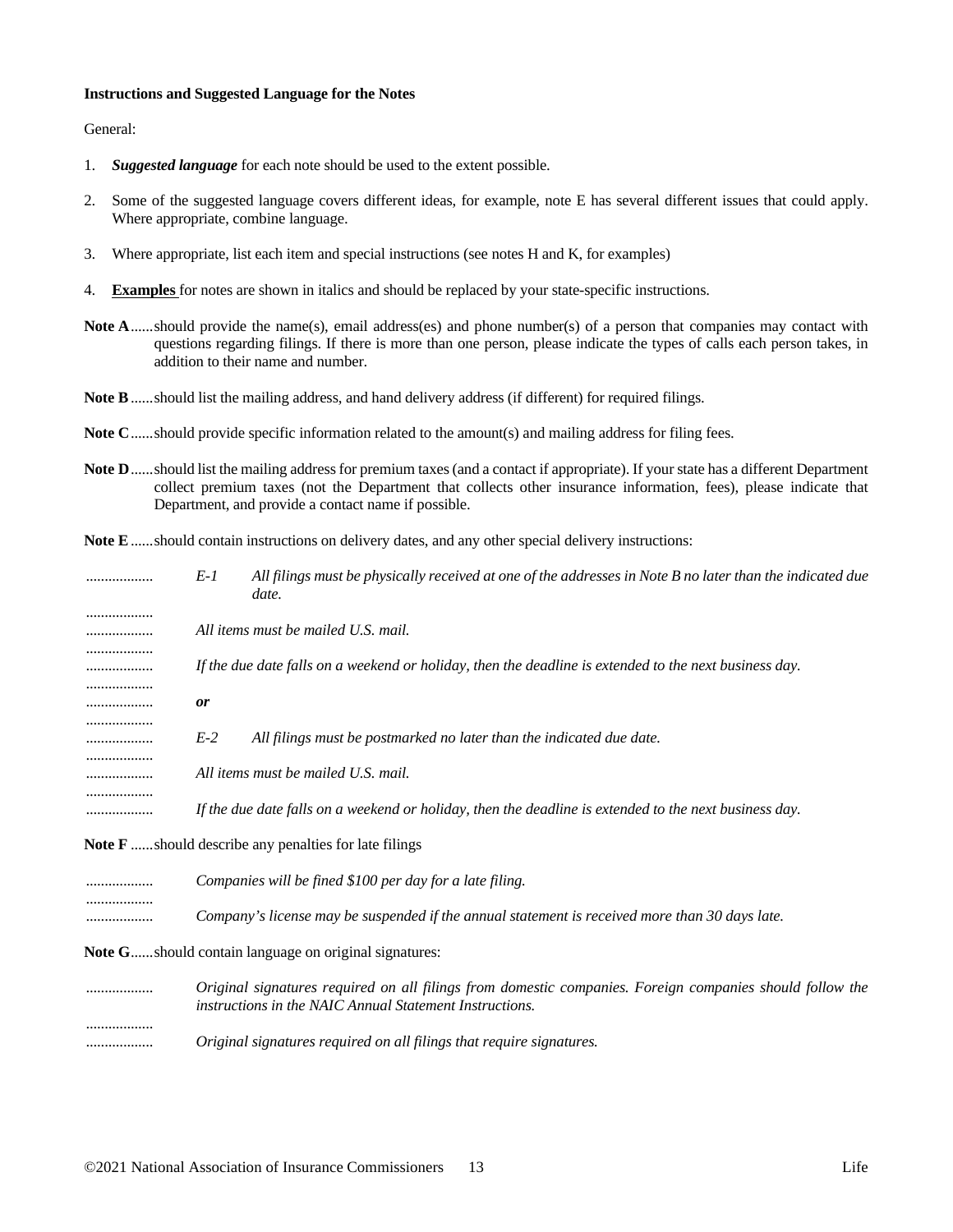**Instructions and Suggested Language for the Notes**

General:

1. ***Suggested language*** for each note should be used to the extent possible.
2. Some of the suggested language covers different ideas, for example, note E has several different issues that could apply. Where appropriate, combine language.
3. Where appropriate, list each item and special instructions (see notes H and K, for examples)
4. **Examples** for notes are shown in italics and should be replaced by your state-specific instructions.

**Note A**......should provide the name(s), email address(es) and phone number(s) of a person that companies may contact with questions regarding filings. If there is more than one person, please indicate the types of calls each person takes, in addition to their name and number.

**Note B**......should list the mailing address, and hand delivery address (if different) for required filings.

**Note C**......should provide specific information related to the amount(s) and mailing address for filing fees.

**Note D**......should list the mailing address for premium taxes (and a contact if appropriate). If your state has a different Department collect premium taxes (not the Department that collects other insurance information, fees), please indicate that Department, and provide a contact name if possible.

**Note E**......should contain instructions on delivery dates, and any other special delivery instructions:

*E-1 All filings must be physically received at one of the addresses in Note B no later than the indicated due date.*

*All items must be mailed U.S. mail.*

*If the due date falls on a weekend or holiday, then the deadline is extended to the next business day.*

***or***

*E-2 All filings must be postmarked no later than the indicated due date.*

*All items must be mailed U.S. mail.*

*If the due date falls on a weekend or holiday, then the deadline is extended to the next business day.*

**Note F**......should describe any penalties for late filings

*Companies will be fined $100 per day for a late filing.*

*Company's license may be suspended if the annual statement is received more than 30 days late.*

**Note G**......should contain language on original signatures:

*Original signatures required on all filings from domestic companies. Foreign companies should follow the instructions in the NAIC Annual Statement Instructions.*

*Original signatures required on all filings that require signatures.*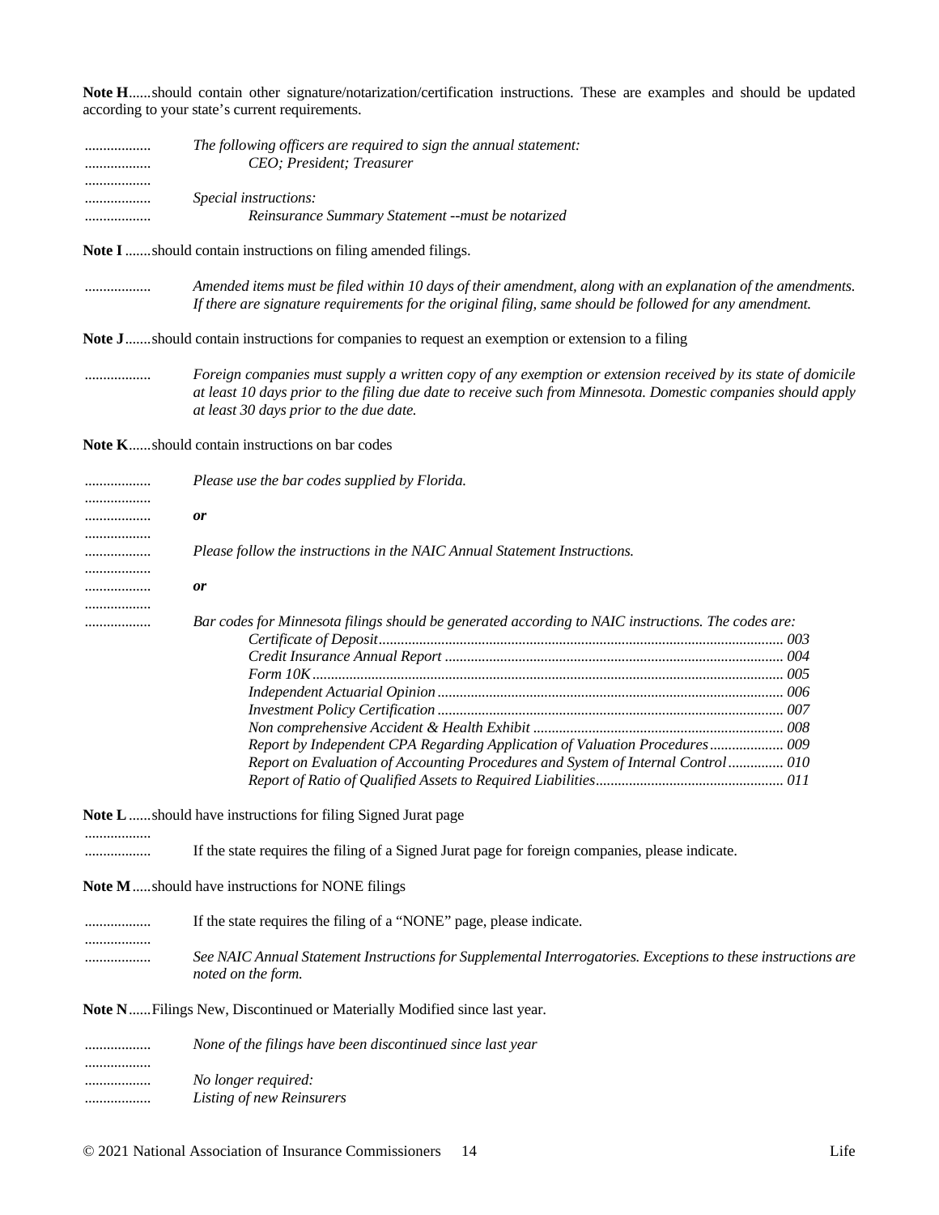**Note H**......should contain other signature/notarization/certification instructions. These are examples and should be updated according to your state's current requirements.

.................. *The following officers are required to sign the annual statement:*
.................. *CEO; President; Treasurer*
..................
.................. *Special instructions:*
.................. *Reinsurance Summary Statement --must be notarized*

**Note I** .......should contain instructions on filing amended filings.

.................. *Amended items must be filed within 10 days of their amendment, along with an explanation of the amendments. If there are signature requirements for the original filing, same should be followed for any amendment.*

**Note J**.......should contain instructions for companies to request an exemption or extension to a filing

.................. *Foreign companies must supply a written copy of any exemption or extension received by its state of domicile at least 10 days prior to the filing due date to receive such from Minnesota. Domestic companies should apply at least 30 days prior to the due date.*

**Note K**......should contain instructions on bar codes

.................. *Please use the bar codes supplied by Florida.*
..................
.................. ***or***
..................
.................. *Please follow the instructions in the NAIC Annual Statement Instructions.*
..................
.................. ***or***
..................
.................. *Bar codes for Minnesota filings should be generated according to NAIC instructions. The codes are:*

*Certificate of Deposit............................................................................................................ 003*
*Credit Insurance Annual Report .......................................................................................... 004*
*Form 10K.............................................................................................................................. 005*
*Independent Actuarial Opinion ............................................................................................ 006*
*Investment Policy Certification ............................................................................................ 007*
*Non comprehensive Accident & Health Exhibit ................................................................... 008*
*Report by Independent CPA Regarding Application of Valuation Procedures.................... 009*
*Report on Evaluation of Accounting Procedures and System of Internal Control.............. 010*
*Report of Ratio of Qualified Assets to Required Liabilities.................................................. 011*

**Note L** ......should have instructions for filing Signed Jurat page

..................
.................. If the state requires the filing of a Signed Jurat page for foreign companies, please indicate.

**Note M**.....should have instructions for NONE filings

.................. If the state requires the filing of a "NONE" page, please indicate.
..................
.................. *See NAIC Annual Statement Instructions for Supplemental Interrogatories. Exceptions to these instructions are noted on the form.*

**Note N**......Filings New, Discontinued or Materially Modified since last year.

.................. *None of the filings have been discontinued since last year*
..................
.................. *No longer required:*
.................. *Listing of new Reinsurers*